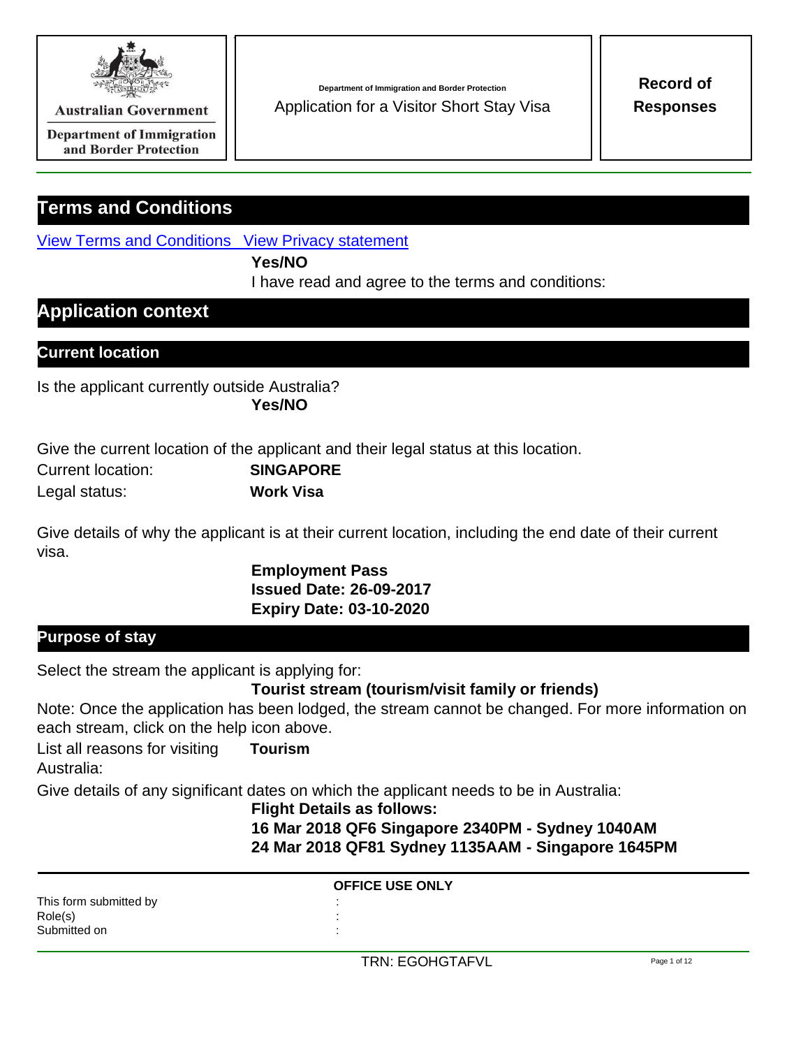Australian Government

Department of Immigration and Border Protection

Department of Immigration and Border Protection

Application for a Visitor Short Stay Visa

**Record of Responses**

# Terms and Conditions

View Terms and Conditions   View Privacy statement

**Yes/NO**

I have read and agree to the terms and conditions:

# Application context

## Current location

Is the applicant currently outside Australia?

**Yes/NO**

Give the current location of the applicant and their legal status at this location.

Current location: **SINGAPORE**

Legal status: **Work Visa**

Give details of why the applicant is at their current location, including the end date of their current visa.

**Employment Pass**
**Issued Date: 26-09-2017**
**Expiry Date: 03-10-2020**

## Purpose of stay

Select the stream the applicant is applying for:

**Tourist stream (tourism/visit family or friends)**

Note: Once the application has been lodged, the stream cannot be changed. For more information on each stream, click on the help icon above.

List all reasons for visiting Australia: **Tourism**

Give details of any significant dates on which the applicant needs to be in Australia:

**Flight Details as follows:**
**16 Mar 2018 QF6 Singapore 2340PM - Sydney 1040AM**
**24 Mar 2018 QF81 Sydney 1135AAM - Singapore 1645PM**

**OFFICE USE ONLY**

This form submitted by :
Role(s) :
Submitted on :

TRN: EGOHGTAFVL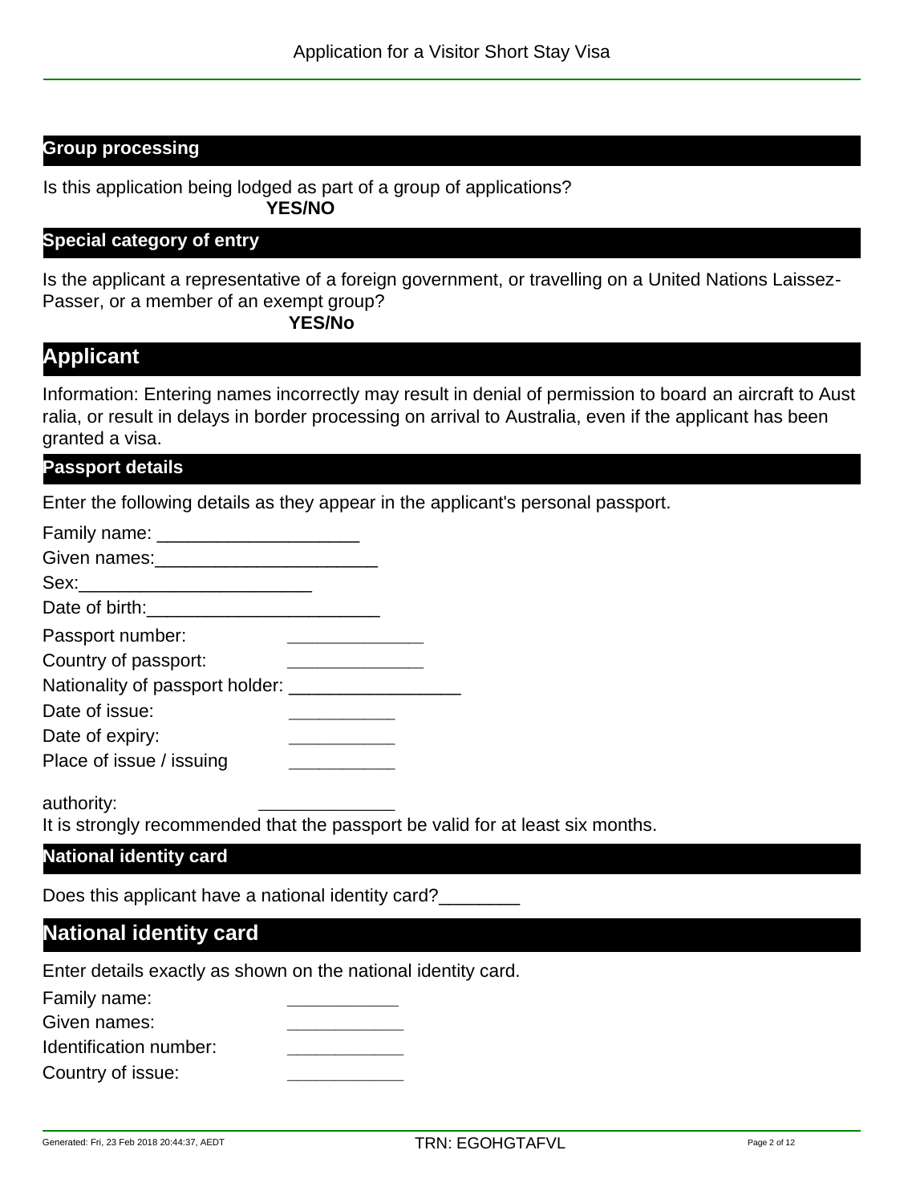## Group processing

Is this application being lodged as part of a group of applications?

**YES/NO**

## Special category of entry

Is the applicant a representative of a foreign government, or travelling on a United Nations Laissez-Passer, or a member of an exempt group?

**YES/No**

# Applicant

Information: Entering names incorrectly may result in denial of permission to board an aircraft to Aust ralia, or result in delays in border processing on arrival to Australia, even if the applicant has been granted a visa.

## Passport details

Enter the following details as they appear in the applicant's personal passport.

Family name: ____________________

Given names:______________________

Sex:_______________________

Date of birth:_______________________

Passport number: ______________

Country of passport: ______________

Nationality of passport holder: _________________

Date of issue: ___________

Date of expiry: ___________

Place of issue / issuing ___________

authority: ______________

It is strongly recommended that the passport be valid for at least six months.

## National identity card

Does this applicant have a national identity card?________

# National identity card

Enter details exactly as shown on the national identity card.

Family name: ___________

Given names: ____________

Identification number: ____________

Country of issue: ____________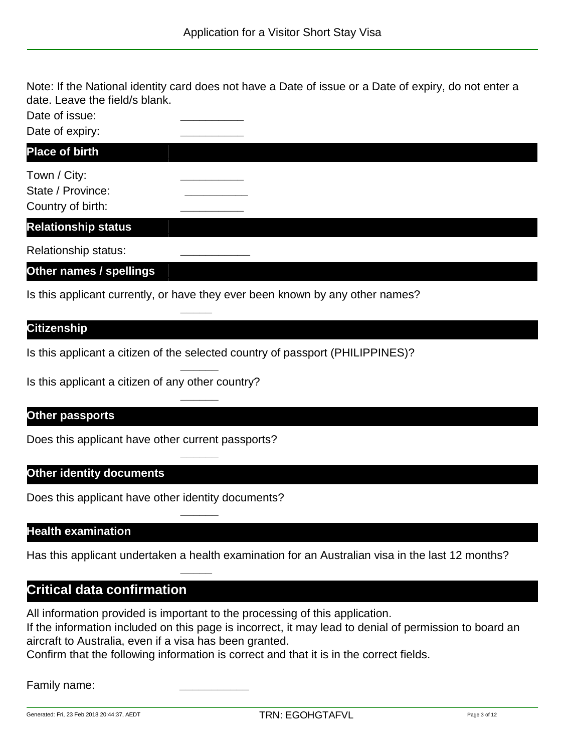Note: If the National identity card does not have a Date of issue or a Date of expiry, do not enter a date. Leave the field/s blank.

Date of issue: __________

Date of expiry: __________

## Place of birth

Town / City: __________

State / Province: __________

Country of birth: __________

## Relationship status

Relationship status: ___________

## Other names / spellings

Is this applicant currently, or have they ever been known by any other names?

_____

## Citizenship

Is this applicant a citizen of the selected country of passport (PHILIPPINES)?

______

Is this applicant a citizen of any other country?

______

## Other passports

Does this applicant have other current passports?

______

## Other identity documents

Does this applicant have other identity documents?

______

## Health examination

Has this applicant undertaken a health examination for an Australian visa in the last 12 months?

_____

# Critical data confirmation

All information provided is important to the processing of this application.

If the information included on this page is incorrect, it may lead to denial of permission to board an aircraft to Australia, even if a visa has been granted.

Confirm that the following information is correct and that it is in the correct fields.

Family name: ___________

Generated: Fri, 23 Feb 2018 20:44:37, AEDT TRN: EGOHGTAFVL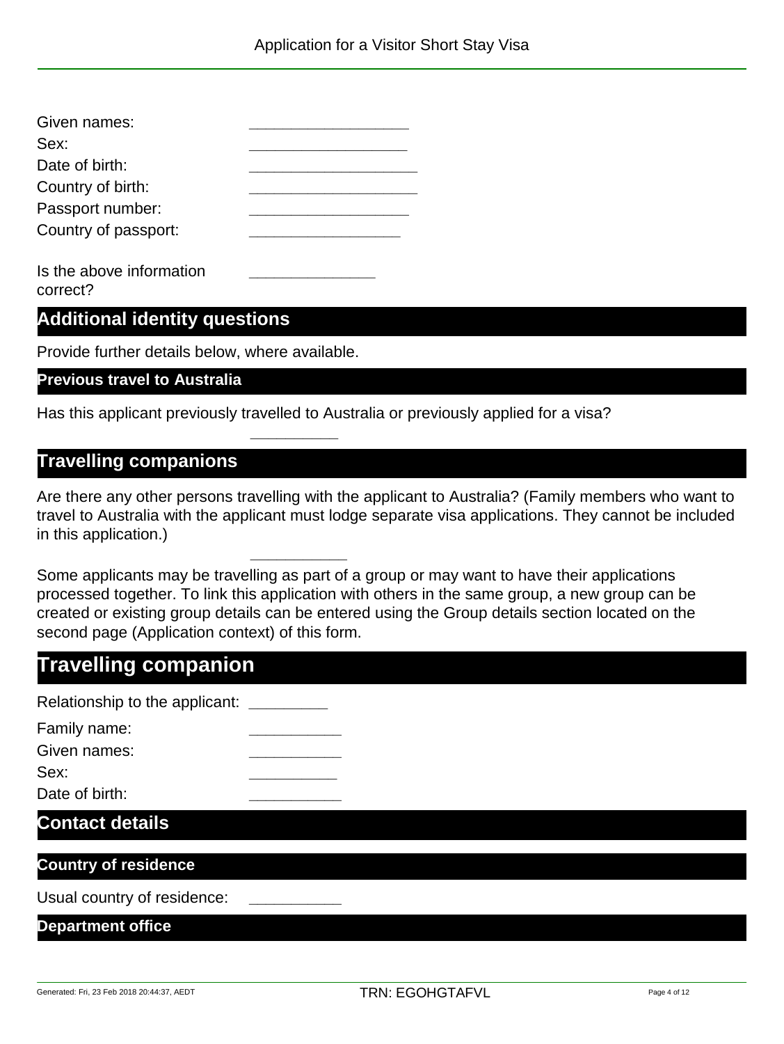Given names: \_\_\_\_\_\_\_\_\_\_\_\_\_\_\_\_\_\_

Sex: \_\_\_\_\_\_\_\_\_\_\_\_\_\_\_\_\_\_

Date of birth: \_\_\_\_\_\_\_\_\_\_\_\_\_\_\_\_\_\_\_

Country of birth: \_\_\_\_\_\_\_\_\_\_\_\_\_\_\_\_\_\_\_

Passport number: \_\_\_\_\_\_\_\_\_\_\_\_\_\_\_\_\_\_

Country of passport: \_\_\_\_\_\_\_\_\_\_\_\_\_\_\_\_\_

Is the above information correct? \_\_\_\_\_\_\_\_\_\_\_\_\_\_

## Additional identity questions

Provide further details below, where available.

### Previous travel to Australia

Has this applicant previously travelled to Australia or previously applied for a visa?

\_\_\_\_\_\_\_\_\_\_

## Travelling companions

Are there any other persons travelling with the applicant to Australia? (Family members who want to travel to Australia with the applicant must lodge separate visa applications. They cannot be included in this application.)

\_\_\_\_\_\_\_\_\_\_\_

Some applicants may be travelling as part of a group or may want to have their applications processed together. To link this application with others in the same group, a new group can be created or existing group details can be entered using the Group details section located on the second page (Application context) of this form.

## Travelling companion

Relationship to the applicant: \_\_\_\_\_\_\_\_\_

Family name: \_\_\_\_\_\_\_\_\_\_\_

Given names: \_\_\_\_\_\_\_\_\_\_\_

Sex: \_\_\_\_\_\_\_\_\_\_\_

Date of birth: \_\_\_\_\_\_\_\_\_\_\_

## Contact details

### Country of residence

Usual country of residence: \_\_\_\_\_\_\_\_\_\_\_

### Department office

Generated: Fri, 23 Feb 2018 20:44:37, AEDT TRN: EGOHGTAFVL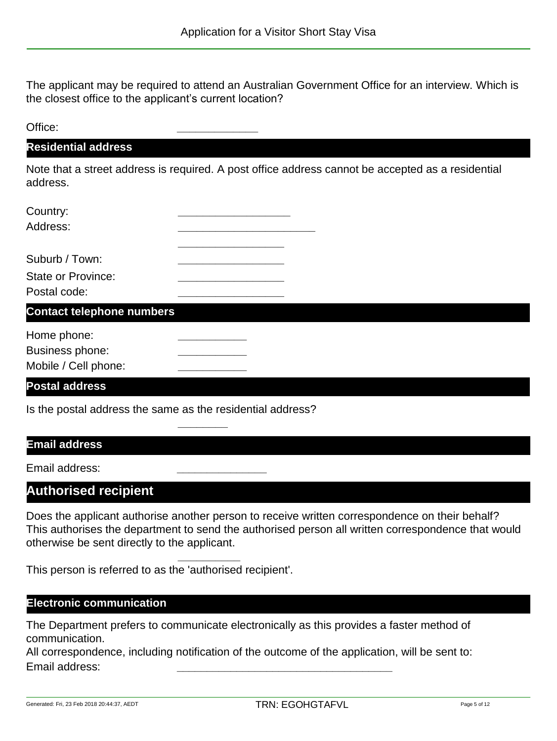The applicant may be required to attend an Australian Government Office for an interview. Which is the closest office to the applicant's current location?

Office: _____________

## Residential address

Note that a street address is required. A post office address cannot be accepted as a residential address.

Country: __________________

Address: ______________________

__________________

Suburb / Town: __________________

State or Province: __________________

Postal code: __________________

## Contact telephone numbers

Home phone: ___________

Business phone: ___________

Mobile / Cell phone: ___________

## Postal address

Is the postal address the same as the residential address?

________

## Email address

Email address: ______________

# Authorised recipient

Does the applicant authorise another person to receive written correspondence on their behalf? This authorises the department to send the authorised person all written correspondence that would otherwise be sent directly to the applicant.

__________

This person is referred to as the 'authorised recipient'.

## Electronic communication

The Department prefers to communicate electronically as this provides a faster method of communication.

All correspondence, including notification of the outcome of the application, will be sent to:

Email address: ___________________________________

TRN: EGOHGTAFVL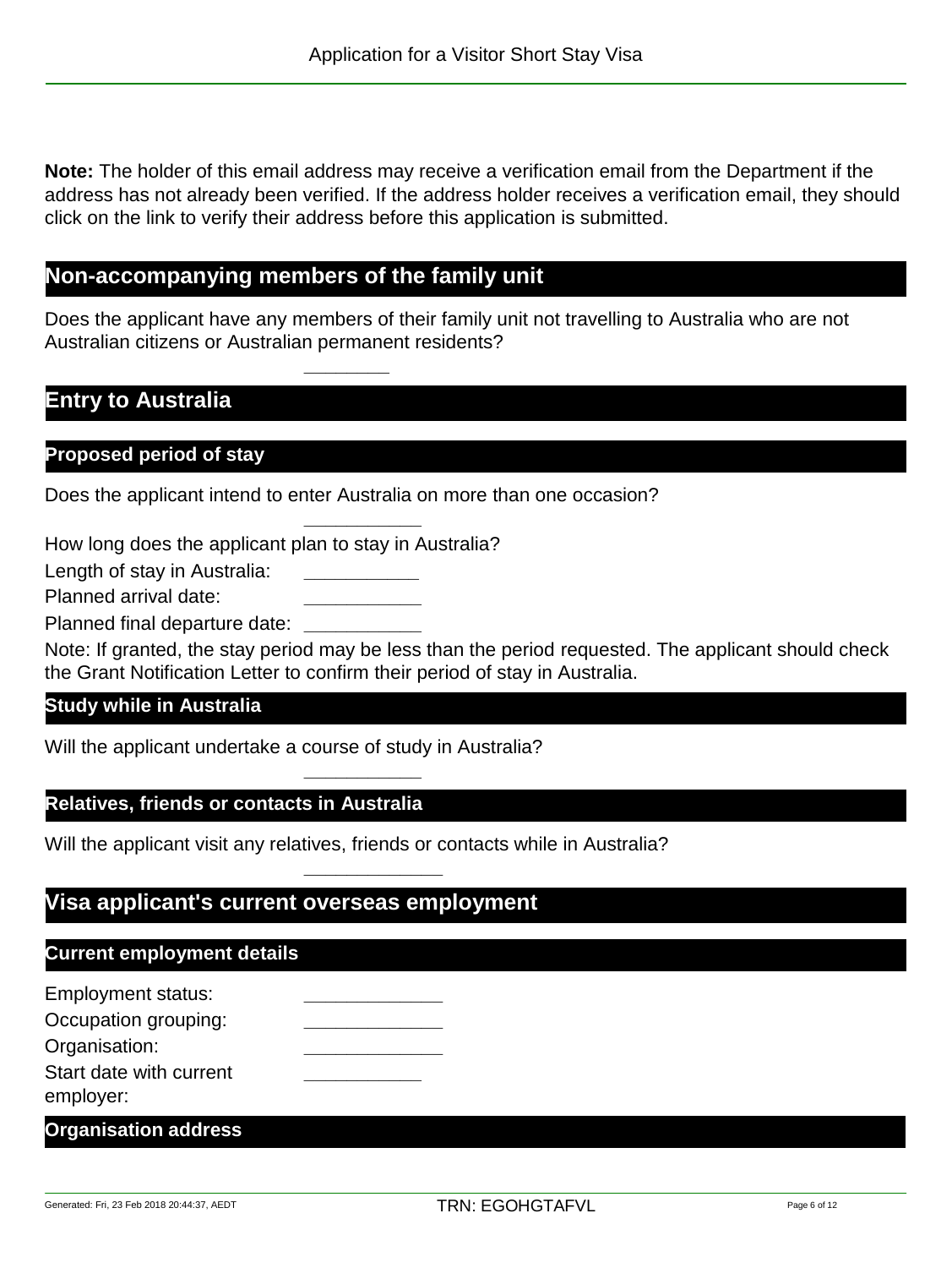**Note:** The holder of this email address may receive a verification email from the Department if the address has not already been verified. If the address holder receives a verification email, they should click on the link to verify their address before this application is submitted.

## Non-accompanying members of the family unit

Does the applicant have any members of their family unit not travelling to Australia who are not Australian citizens or Australian permanent residents?

________

## Entry to Australia

### Proposed period of stay

Does the applicant intend to enter Australia on more than one occasion?

__________

How long does the applicant plan to stay in Australia?

Length of stay in Australia: __________

Planned arrival date: __________

Planned final departure date: __________

Note: If granted, the stay period may be less than the period requested. The applicant should check the Grant Notification Letter to confirm their period of stay in Australia.

### Study while in Australia

Will the applicant undertake a course of study in Australia?

__________

### Relatives, friends or contacts in Australia

Will the applicant visit any relatives, friends or contacts while in Australia?

____________

## Visa applicant's current overseas employment

### Current employment details

Employment status: ____________

Occupation grouping: ____________

Organisation: ____________

Start date with current employer: __________

### Organisation address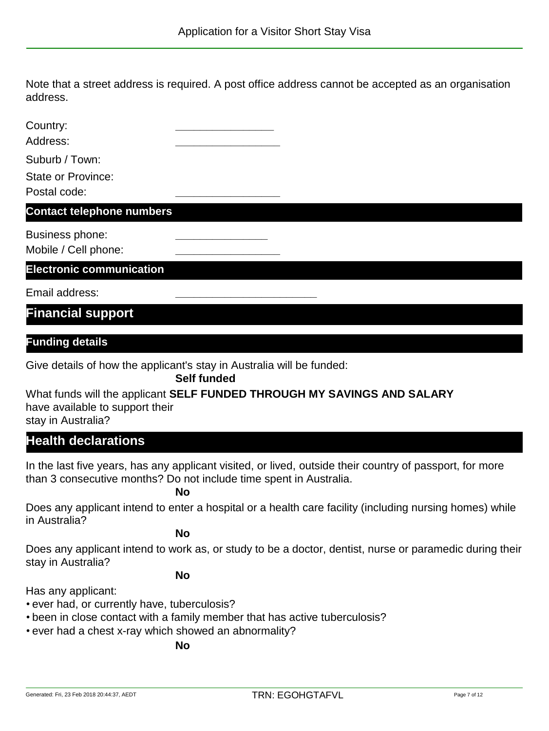Note that a street address is required. A post office address cannot be accepted as an organisation address.

Country: _______________

Address: ________________

Suburb / Town:

State or Province:

Postal code: ________________

### Contact telephone numbers

Business phone: _______________

Mobile / Cell phone: ________________

### Electronic communication

Email address: ______________________

## Financial support

### Funding details

Give details of how the applicant's stay in Australia will be funded: **Self funded**

What funds will the applicant have available to support their stay in Australia? **SELF FUNDED THROUGH MY SAVINGS AND SALARY**

## Health declarations

In the last five years, has any applicant visited, or lived, outside their country of passport, for more than 3 consecutive months? Do not include time spent in Australia.

**No**

Does any applicant intend to enter a hospital or a health care facility (including nursing homes) while in Australia?

**No**

Does any applicant intend to work as, or study to be a doctor, dentist, nurse or paramedic during their stay in Australia?

**No**

Has any applicant:

- ever had, or currently have, tuberculosis?
- been in close contact with a family member that has active tuberculosis?
- ever had a chest x-ray which showed an abnormality?

**No**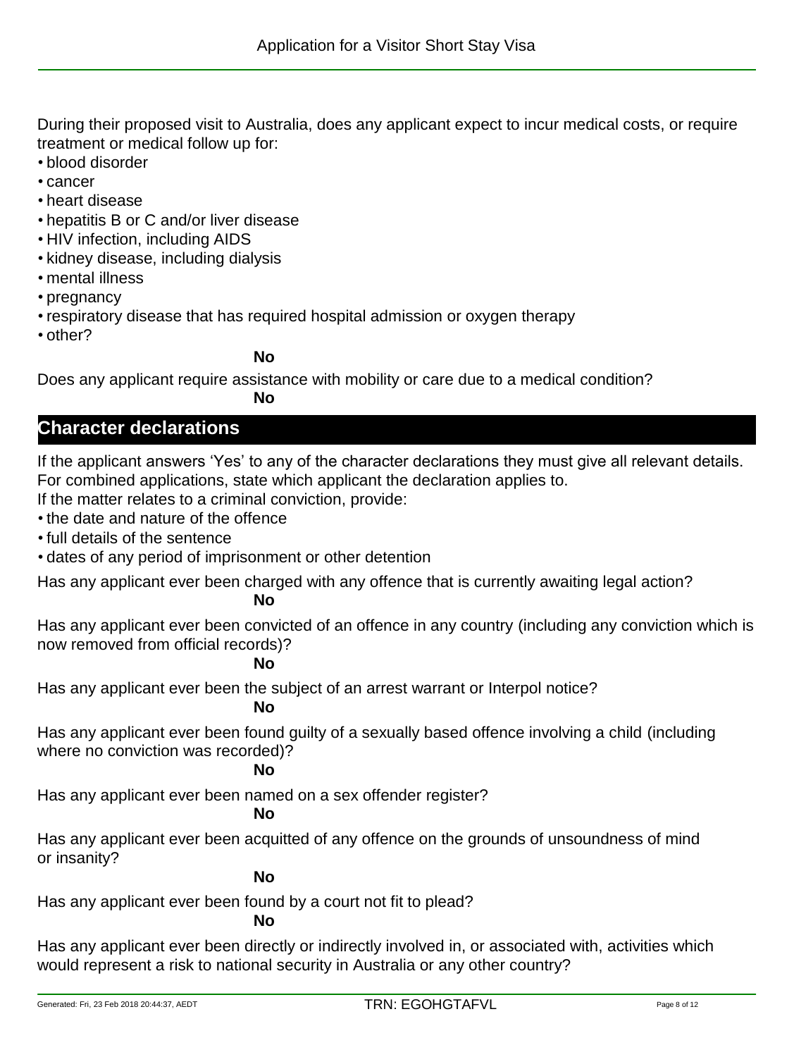During their proposed visit to Australia, does any applicant expect to incur medical costs, or require treatment or medical follow up for:

- blood disorder
- cancer
- heart disease
- hepatitis B or C and/or liver disease
- HIV infection, including AIDS
- kidney disease, including dialysis
- mental illness
- pregnancy
- respiratory disease that has required hospital admission or oxygen therapy
- other?

**No**

Does any applicant require assistance with mobility or care due to a medical condition?

**No**

## Character declarations

If the applicant answers 'Yes' to any of the character declarations they must give all relevant details. For combined applications, state which applicant the declaration applies to.

If the matter relates to a criminal conviction, provide:

- the date and nature of the offence
- full details of the sentence
- dates of any period of imprisonment or other detention

Has any applicant ever been charged with any offence that is currently awaiting legal action?

**No**

Has any applicant ever been convicted of an offence in any country (including any conviction which is now removed from official records)?

**No**

Has any applicant ever been the subject of an arrest warrant or Interpol notice?

**No**

Has any applicant ever been found guilty of a sexually based offence involving a child (including where no conviction was recorded)?

**No**

Has any applicant ever been named on a sex offender register?

**No**

Has any applicant ever been acquitted of any offence on the grounds of unsoundness of mind or insanity?

**No**

Has any applicant ever been found by a court not fit to plead?

**No**

Has any applicant ever been directly or indirectly involved in, or associated with, activities which would represent a risk to national security in Australia or any other country?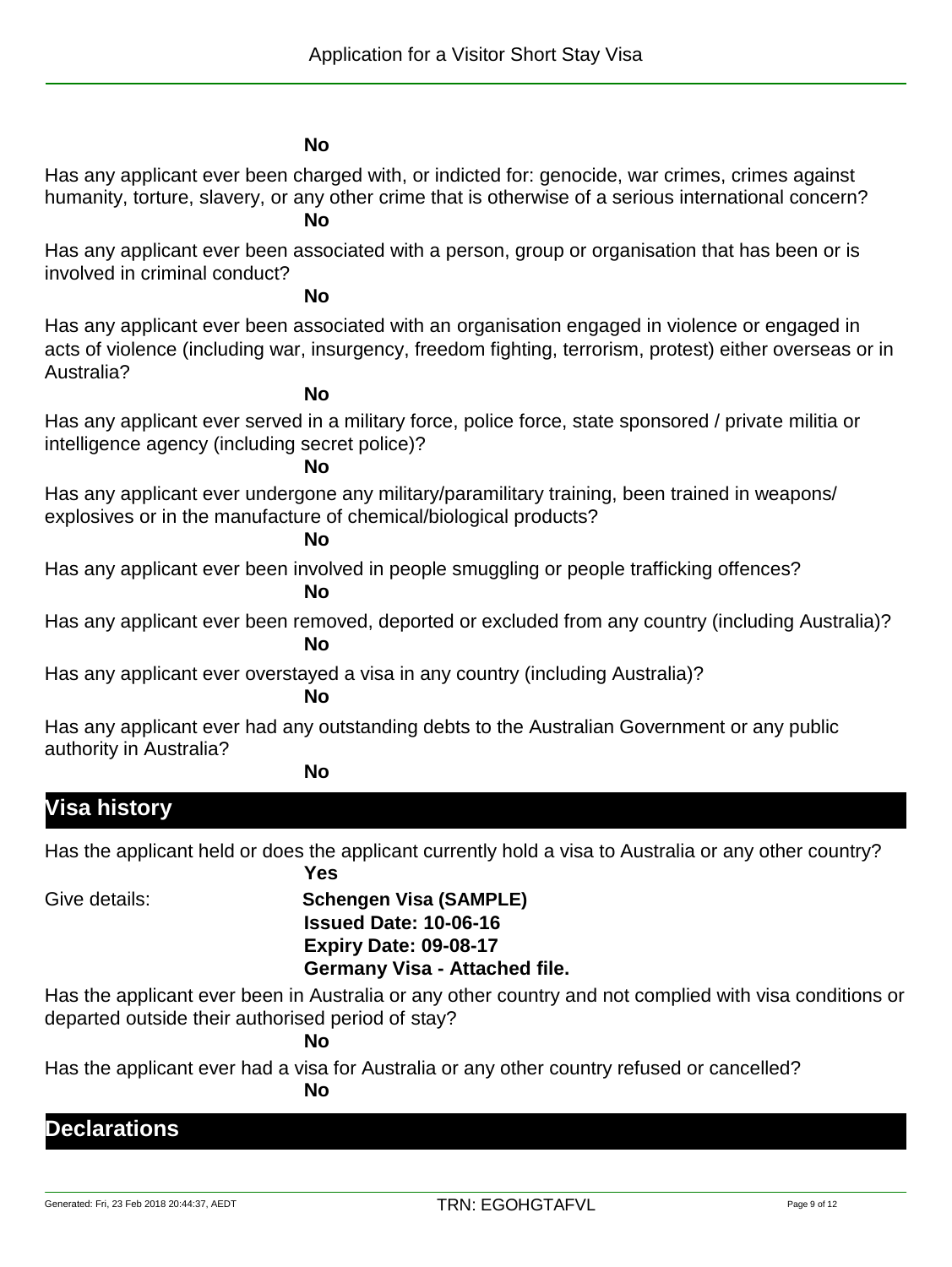**No**

Has any applicant ever been charged with, or indicted for: genocide, war crimes, crimes against humanity, torture, slavery, or any other crime that is otherwise of a serious international concern?

**No**

Has any applicant ever been associated with a person, group or organisation that has been or is involved in criminal conduct?

**No**

Has any applicant ever been associated with an organisation engaged in violence or engaged in acts of violence (including war, insurgency, freedom fighting, terrorism, protest) either overseas or in Australia?

**No**

Has any applicant ever served in a military force, police force, state sponsored / private militia or intelligence agency (including secret police)?

**No**

Has any applicant ever undergone any military/paramilitary training, been trained in weapons/ explosives or in the manufacture of chemical/biological products?

**No**

Has any applicant ever been involved in people smuggling or people trafficking offences?

**No**

Has any applicant ever been removed, deported or excluded from any country (including Australia)?

**No**

Has any applicant ever overstayed a visa in any country (including Australia)?

**No**

Has any applicant ever had any outstanding debts to the Australian Government or any public authority in Australia?

**No**

## Visa history

Has the applicant held or does the applicant currently hold a visa to Australia or any other country?

**Yes**

Give details: **Schengen Visa (SAMPLE)**
**Issued Date: 10-06-16**
**Expiry Date: 09-08-17**
**Germany Visa - Attached file.**

Has the applicant ever been in Australia or any other country and not complied with visa conditions or departed outside their authorised period of stay?

**No**

Has the applicant ever had a visa for Australia or any other country refused or cancelled?

**No**

## Declarations

Generated: Fri, 23 Feb 2018 20:44:37, AEDT TRN: EGOHGTAFVL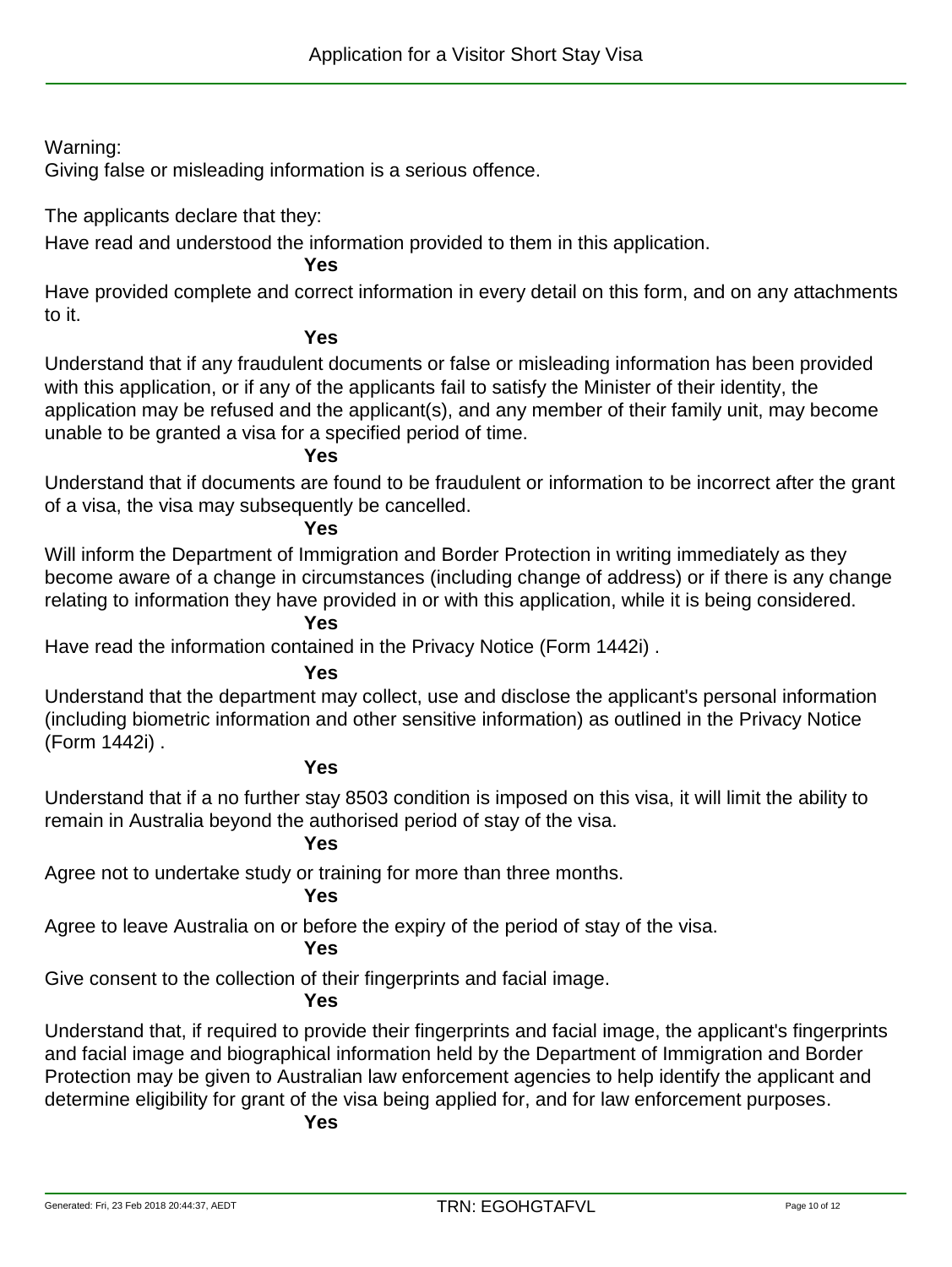Warning:
Giving false or misleading information is a serious offence.

The applicants declare that they:

Have read and understood the information provided to them in this application.

**Yes**

Have provided complete and correct information in every detail on this form, and on any attachments to it.

**Yes**

Understand that if any fraudulent documents or false or misleading information has been provided with this application, or if any of the applicants fail to satisfy the Minister of their identity, the application may be refused and the applicant(s), and any member of their family unit, may become unable to be granted a visa for a specified period of time.

**Yes**

Understand that if documents are found to be fraudulent or information to be incorrect after the grant of a visa, the visa may subsequently be cancelled.

**Yes**

Will inform the Department of Immigration and Border Protection in writing immediately as they become aware of a change in circumstances (including change of address) or if there is any change relating to information they have provided in or with this application, while it is being considered.

**Yes**

Have read the information contained in the Privacy Notice (Form 1442i) .

**Yes**

Understand that the department may collect, use and disclose the applicant's personal information (including biometric information and other sensitive information) as outlined in the Privacy Notice (Form 1442i) .

**Yes**

Understand that if a no further stay 8503 condition is imposed on this visa, it will limit the ability to remain in Australia beyond the authorised period of stay of the visa.

**Yes**

Agree not to undertake study or training for more than three months.

**Yes**

Agree to leave Australia on or before the expiry of the period of stay of the visa.

**Yes**

Give consent to the collection of their fingerprints and facial image.

**Yes**

Understand that, if required to provide their fingerprints and facial image, the applicant's fingerprints and facial image and biographical information held by the Department of Immigration and Border Protection may be given to Australian law enforcement agencies to help identify the applicant and determine eligibility for grant of the visa being applied for, and for law enforcement purposes.

**Yes**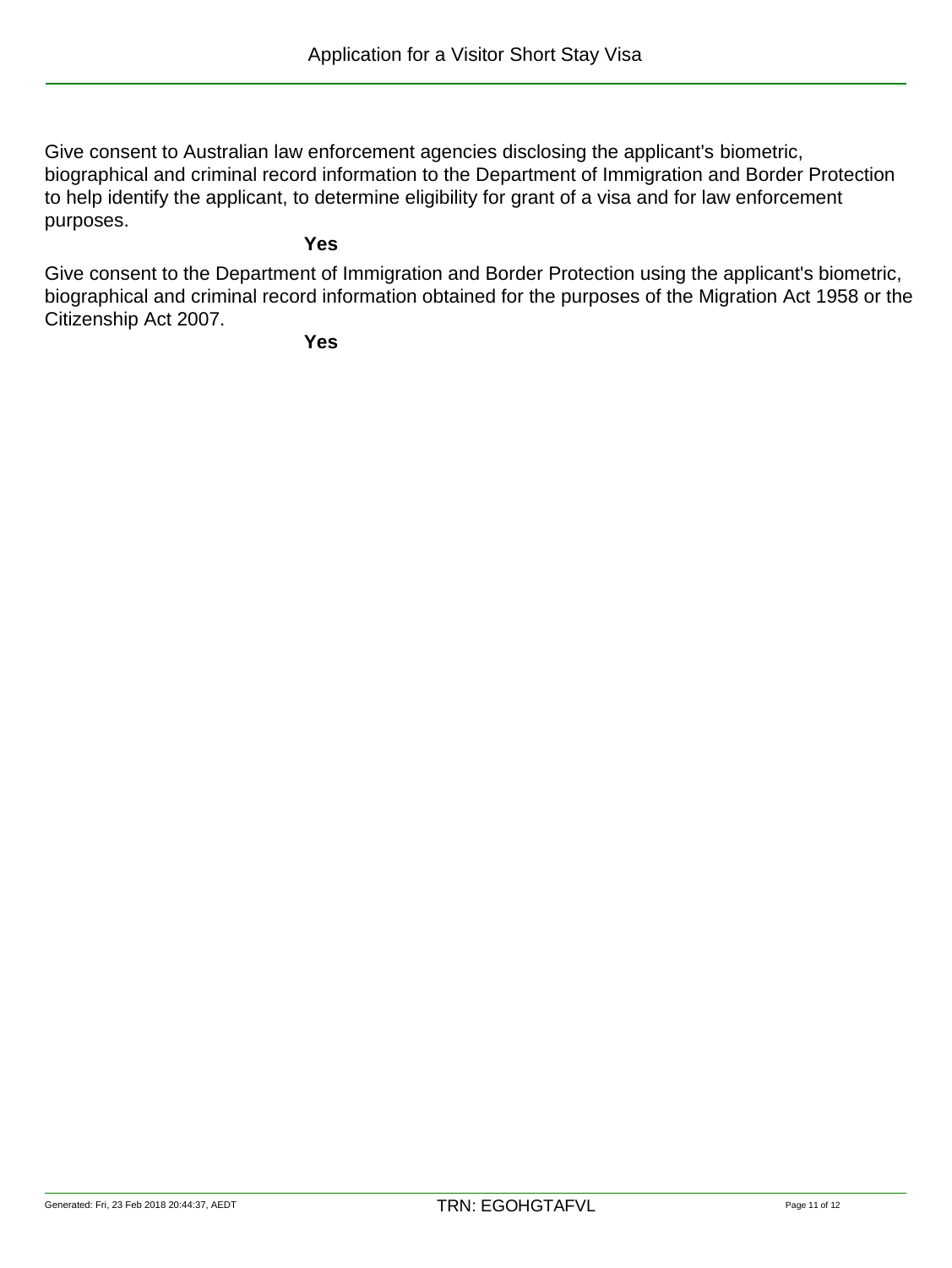Give consent to Australian law enforcement agencies disclosing the applicant's biometric, biographical and criminal record information to the Department of Immigration and Border Protection to help identify the applicant, to determine eligibility for grant of a visa and for law enforcement purposes.

**Yes**

Give consent to the Department of Immigration and Border Protection using the applicant's biometric, biographical and criminal record information obtained for the purposes of the Migration Act 1958 or the Citizenship Act 2007.

**Yes**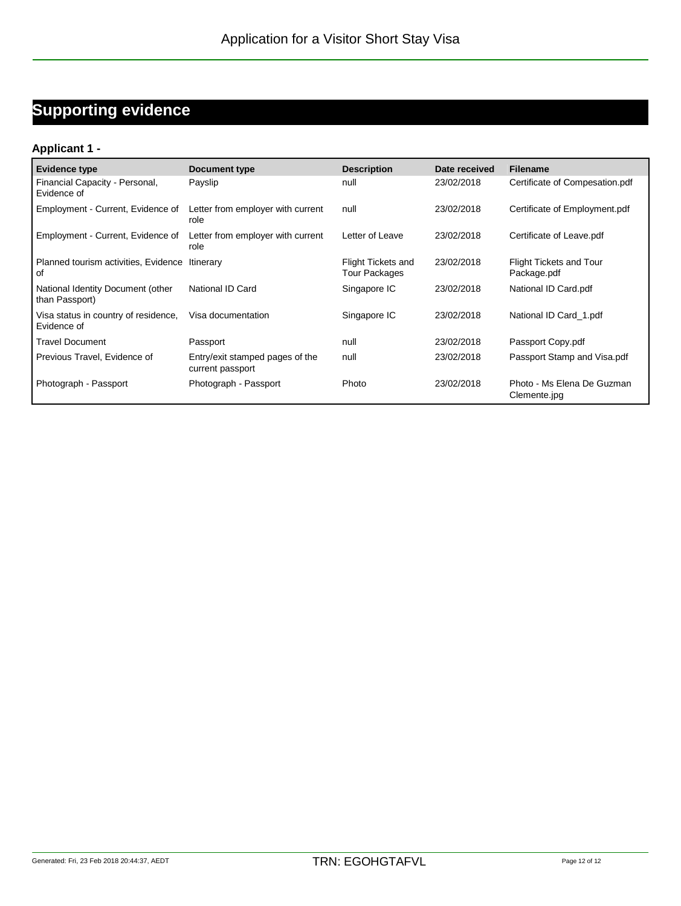## Supporting evidence

### Applicant 1 -

| Evidence type | Document type | Description | Date received | Filename |
|---|---|---|---|---|
| Financial Capacity - Personal, Evidence of | Payslip | null | 23/02/2018 | Certificate of Compesation.pdf |
| Employment - Current, Evidence of | Letter from employer with current role | null | 23/02/2018 | Certificate of Employment.pdf |
| Employment - Current, Evidence of | Letter from employer with current role | Letter of Leave | 23/02/2018 | Certificate of Leave.pdf |
| Planned tourism activities, Evidence of | Itinerary | Flight Tickets and Tour Packages | 23/02/2018 | Flight Tickets and Tour Package.pdf |
| National Identity Document (other than Passport) | National ID Card | Singapore IC | 23/02/2018 | National ID Card.pdf |
| Visa status in country of residence, Evidence of | Visa documentation | Singapore IC | 23/02/2018 | National ID Card_1.pdf |
| Travel Document | Passport | null | 23/02/2018 | Passport Copy.pdf |
| Previous Travel, Evidence of | Entry/exit stamped pages of the current passport | null | 23/02/2018 | Passport Stamp and Visa.pdf |
| Photograph - Passport | Photograph - Passport | Photo | 23/02/2018 | Photo - Ms Elena De Guzman Clemente.jpg |